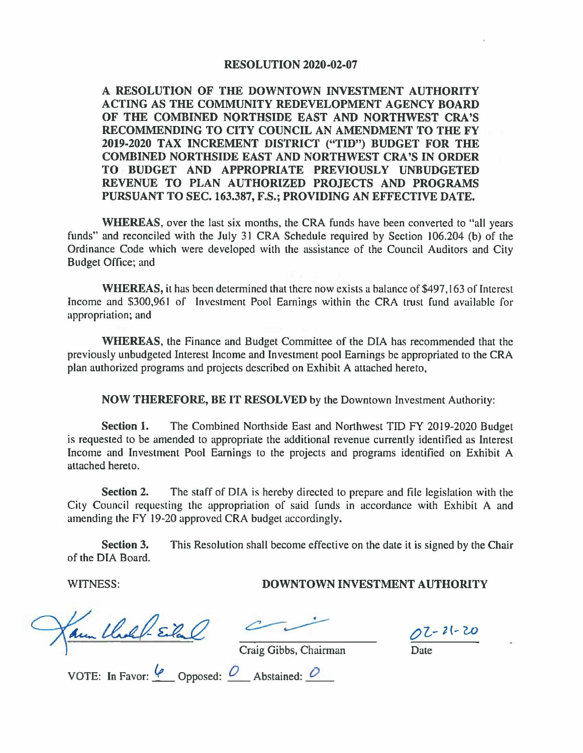# RESOLUTION 2020-02-07

**A RESOLUTION OF THE DOWNTOWN INVESTMENT AUTHORITY ACTING AS THE COMMUNITY REDEVELOPMENT AGENCY BOARD OF THE COMBINED NORTHSIDE EAST AND NORTHWEST CRA'S RECOMMENDING TO CITY COUNCIL AN AMENDMENT TO THE FY 2019-2020 TAX INCREMENT DISTRICT ("TID") BUDGET FOR THE COMBINED NORTHSIDE EAST AND NORTHWEST CRA'S IN ORDER TO BUDGET AND APPROPRIATE PREVIOUSLY UNBUDGETED REVENUE TO PLAN AUTHORIZED PROJECTS AND PROGRAMS PURSUANT TO SEC. 163.387, F.S.; PROVIDING AN EFFECTIVE DATE.**

**WHEREAS**, over the last six months, the CRA funds have been converted to "all years funds" and reconciled with the July 31 CRA Schedule required by Section 106.204 (b) of the Ordinance Code which were developed with the assistance of the Council Auditors and City Budget Office; and

**WHEREAS,** it has been determined that there now exists a balance of $497,163 of Interest Income and $300,961 of Investment Pool Earnings within the CRA trust fund available for appropriation; and

**WHEREAS**, the Finance and Budget Committee of the DIA has recommended that the previously unbudgeted Interest Income and Investment pool Earnings be appropriated to the CRA plan authorized programs and projects described on Exhibit A attached hereto,

**NOW THEREFORE, BE IT RESOLVED** by the Downtown Investment Authority:

**Section 1.** The Combined Northside East and Northwest TID FY 2019-2020 Budget is requested to be amended to appropriate the additional revenue currently identified as Interest Income and Investment Pool Earnings to the projects and programs identified on Exhibit A attached hereto.

**Section 2.** The staff of DIA is hereby directed to prepare and file legislation with the City Council requesting the appropriation of said funds in accordance with Exhibit A and amending the FY 19-20 approved CRA budget accordingly.

**Section 3.** This Resolution shall become effective on the date it is signed by the Chair of the DIA Board.

WITNESS: **DOWNTOWN INVESTMENT AUTHORITY**

Craig Gibbs, Chairman

Date: 02-21-20

VOTE: In Favor: 6 Opposed: 0 Abstained: 0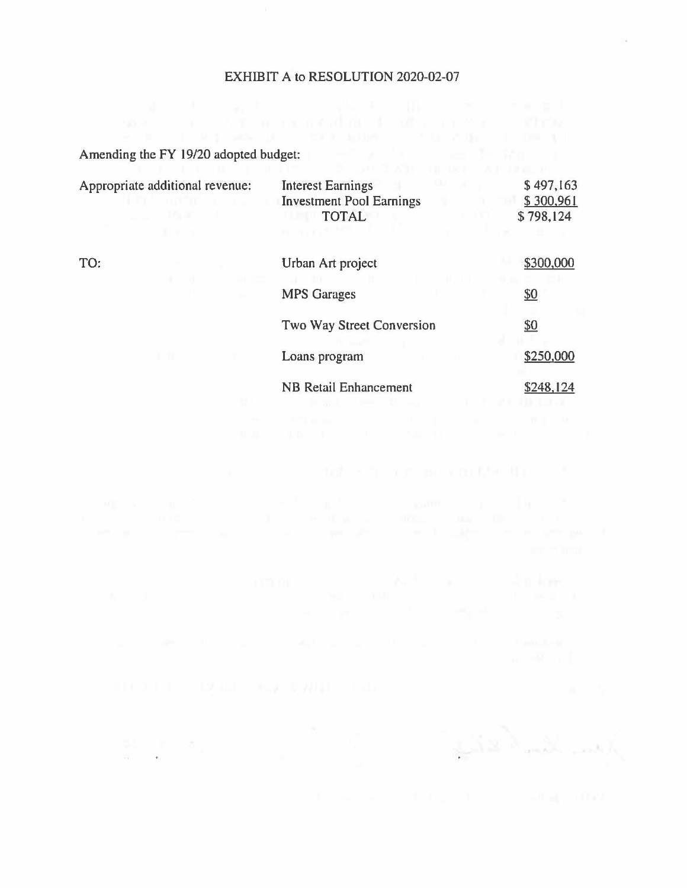# EXHIBIT A to RESOLUTION 2020-02-07

Amending the FY 19/20 adopted budget:

| | | |
|---|---|---|
| Appropriate additional revenue: | Interest Earnings | $ 497,163 |
| | Investment Pool Earnings | $ 300,961 |
| | TOTAL | $ 798,124 |
| | | |
| TO: | Urban Art project | $300,000 |
| | MPS Garages | $0 |
| | Two Way Street Conversion | $0 |
| | Loans program | $250,000 |
| | NB Retail Enhancement | $248,124 |